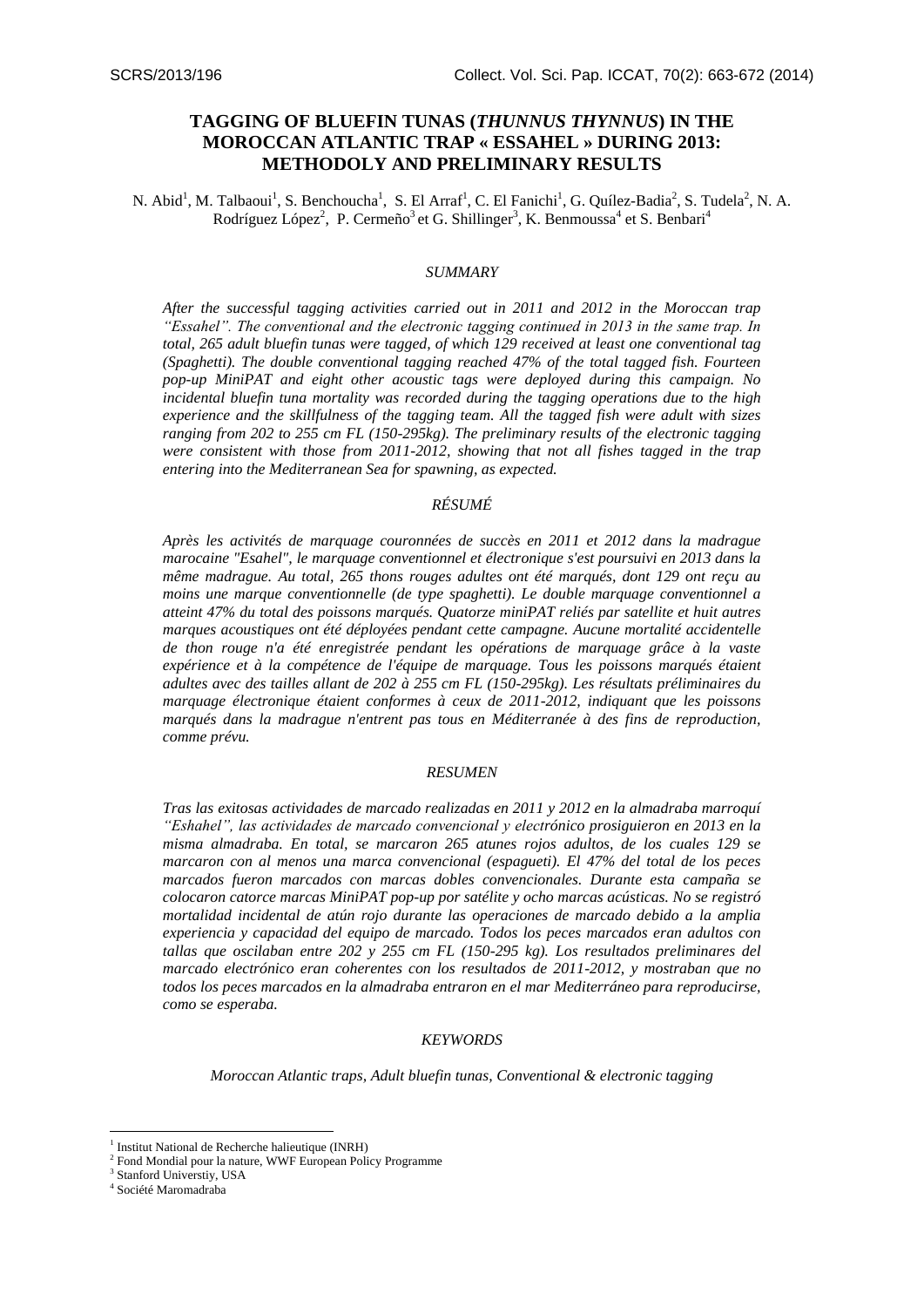# TAGGING OF BLUEFIN TUNAS (*THUNNUS THYNNUS*) IN THE MOROCCAN ATLANTIC TRAP « ESSAHEL » DURING 2013: METHODOLY AND PRELIMINARY RESULTS

N. Abid[1], M. Talbaoui[1], S. Benchoucha[1], S. El Arraf[1], C. El Fanichi[1], G. Quílez-Badia[2], S. Tudela[2], N. A. Rodríguez López[2], P. Cermeño[3] et G. Shillinger[3], K. Benmoussa[4] et S. Benbari[4]

### SUMMARY

*After the successful tagging activities carried out in 2011 and 2012 in the Moroccan trap "Essahel". The conventional and the electronic tagging continued in 2013 in the same trap. In total, 265 adult bluefin tunas were tagged, of which 129 received at least one conventional tag (Spaghetti). The double conventional tagging reached 47% of the total tagged fish. Fourteen pop-up MiniPAT and eight other acoustic tags were deployed during this campaign. No incidental bluefin tuna mortality was recorded during the tagging operations due to the high experience and the skillfulness of the tagging team. All the tagged fish were adult with sizes ranging from 202 to 255 cm FL (150-295kg). The preliminary results of the electronic tagging were consistent with those from 2011-2012, showing that not all fishes tagged in the trap entering into the Mediterranean Sea for spawning, as expected.*

### RÉSUMÉ

*Après les activités de marquage couronnées de succès en 2011 et 2012 dans la madrague marocaine "Esahel", le marquage conventionnel et électronique s'est poursuivi en 2013 dans la même madrague. Au total, 265 thons rouges adultes ont été marqués, dont 129 ont reçu au moins une marque conventionnelle (de type spaghetti). Le double marquage conventionnel a atteint 47% du total des poissons marqués. Quatorze miniPAT reliés par satellite et huit autres marques acoustiques ont été déployées pendant cette campagne. Aucune mortalité accidentelle de thon rouge n'a été enregistrée pendant les opérations de marquage grâce à la vaste expérience et à la compétence de l'équipe de marquage. Tous les poissons marqués étaient adultes avec des tailles allant de 202 à 255 cm FL (150-295kg). Les résultats préliminaires du marquage électronique étaient conformes à ceux de 2011-2012, indiquant que les poissons marqués dans la madrague n'entrent pas tous en Méditerranée à des fins de reproduction, comme prévu.*

### RESUMEN

*Tras las exitosas actividades de marcado realizadas en 2011 y 2012 en la almadraba marroquí "Eshahel", las actividades de marcado convencional y electrónico prosiguieron en 2013 en la misma almadraba. En total, se marcaron 265 atunes rojos adultos, de los cuales 129 se marcaron con al menos una marca convencional (espagueti). El 47% del total de los peces marcados fueron marcados con marcas dobles convencionales. Durante esta campaña se colocaron catorce marcas MiniPAT pop-up por satélite y ocho marcas acústicas. No se registró mortalidad incidental de atún rojo durante las operaciones de marcado debido a la amplia experiencia y capacidad del equipo de marcado. Todos los peces marcados eran adultos con tallas que oscilaban entre 202 y 255 cm FL (150-295 kg). Los resultados preliminares del marcado electrónico eran coherentes con los resultados de 2011-2012, y mostraban que no todos los peces marcados en la almadraba entraron en el mar Mediterráneo para reproducirse, como se esperaba.*

### KEYWORDS

*Moroccan Atlantic traps, Adult bluefin tunas, Conventional & electronic tagging*

---

[1] Institut National de Recherche halieutique (INRH)
[2] Fond Mondial pour la nature, WWF European Policy Programme
[3] Stanford Universtiy, USA
[4] Société Maromadraba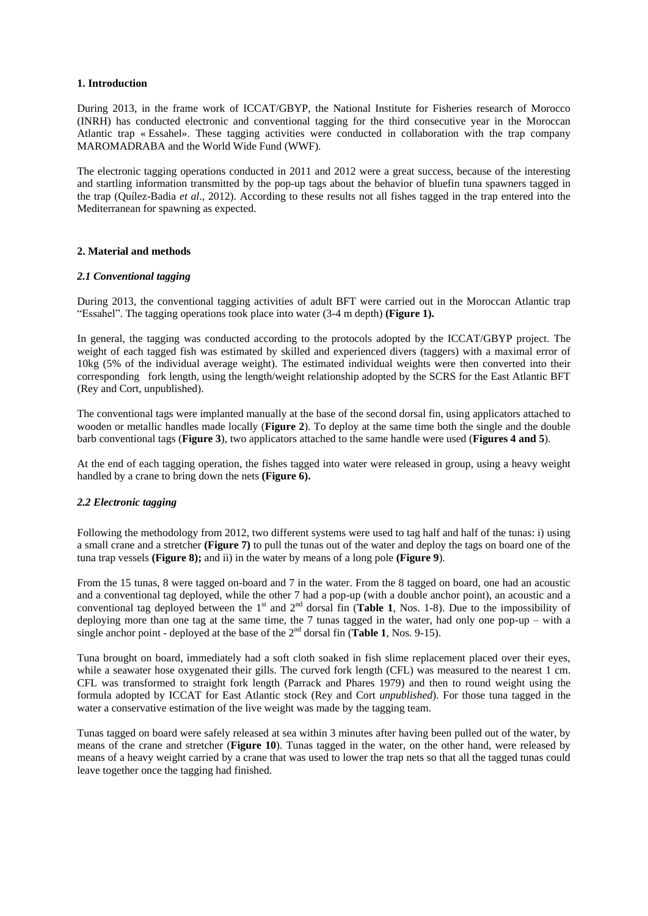## 1. Introduction

During 2013, in the frame work of ICCAT/GBYP, the National Institute for Fisheries research of Morocco (INRH) has conducted electronic and conventional tagging for the third consecutive year in the Moroccan Atlantic trap « Essahel». These tagging activities were conducted in collaboration with the trap company MAROMADRABA and the World Wide Fund (WWF).

The electronic tagging operations conducted in 2011 and 2012 were a great success, because of the interesting and startling information transmitted by the pop-up tags about the behavior of bluefin tuna spawners tagged in the trap (Quílez-Badia *et al*., 2012). According to these results not all fishes tagged in the trap entered into the Mediterranean for spawning as expected.

## 2. Material and methods

### *2.1 Conventional tagging*

During 2013, the conventional tagging activities of adult BFT were carried out in the Moroccan Atlantic trap "Essahel". The tagging operations took place into water (3-4 m depth) **(Figure 1).**

In general, the tagging was conducted according to the protocols adopted by the ICCAT/GBYP project. The weight of each tagged fish was estimated by skilled and experienced divers (taggers) with a maximal error of 10kg (5% of the individual average weight). The estimated individual weights were then converted into their corresponding fork length, using the length/weight relationship adopted by the SCRS for the East Atlantic BFT (Rey and Cort, unpublished).

The conventional tags were implanted manually at the base of the second dorsal fin, using applicators attached to wooden or metallic handles made locally (**Figure 2**). To deploy at the same time both the single and the double barb conventional tags (**Figure 3**), two applicators attached to the same handle were used (**Figures 4 and 5**).

At the end of each tagging operation, the fishes tagged into water were released in group, using a heavy weight handled by a crane to bring down the nets **(Figure 6).**

### *2.2 Electronic tagging*

Following the methodology from 2012, two different systems were used to tag half and half of the tunas: i) using a small crane and a stretcher **(Figure 7)** to pull the tunas out of the water and deploy the tags on board one of the tuna trap vessels **(Figure 8);** and ii) in the water by means of a long pole **(Figure 9)**.

From the 15 tunas, 8 were tagged on-board and 7 in the water. From the 8 tagged on board, one had an acoustic and a conventional tag deployed, while the other 7 had a pop-up (with a double anchor point), an acoustic and a conventional tag deployed between the 1st and 2nd dorsal fin (**Table 1**, Nos. 1-8). Due to the impossibility of deploying more than one tag at the same time, the 7 tunas tagged in the water, had only one pop-up – with a single anchor point - deployed at the base of the 2nd dorsal fin (**Table 1**, Nos. 9-15).

Tuna brought on board, immediately had a soft cloth soaked in fish slime replacement placed over their eyes, while a seawater hose oxygenated their gills. The curved fork length (CFL) was measured to the nearest 1 cm. CFL was transformed to straight fork length (Parrack and Phares 1979) and then to round weight using the formula adopted by ICCAT for East Atlantic stock (Rey and Cort *unpublished*). For those tuna tagged in the water a conservative estimation of the live weight was made by the tagging team.

Tunas tagged on board were safely released at sea within 3 minutes after having been pulled out of the water, by means of the crane and stretcher (**Figure 10**). Tunas tagged in the water, on the other hand, were released by means of a heavy weight carried by a crane that was used to lower the trap nets so that all the tagged tunas could leave together once the tagging had finished.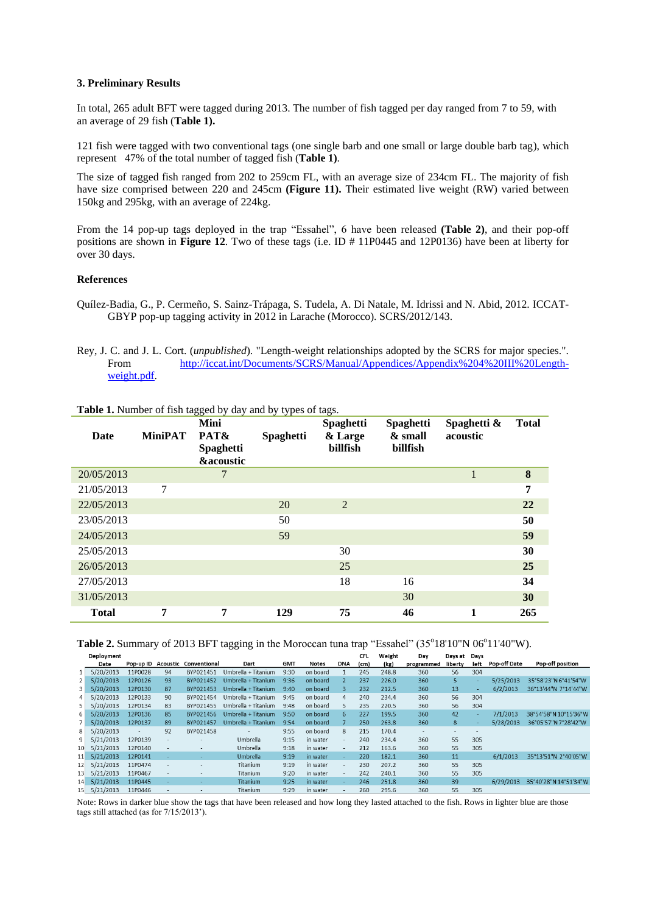### 3. Preliminary Results

In total, 265 adult BFT were tagged during 2013. The number of fish tagged per day ranged from 7 to 59, with an average of 29 fish (**Table 1).**

121 fish were tagged with two conventional tags (one single barb and one small or large double barb tag), which represent 47% of the total number of tagged fish (**Table 1)**.

The size of tagged fish ranged from 202 to 259cm FL, with an average size of 234cm FL. The majority of fish have size comprised between 220 and 245cm **(Figure 11).** Their estimated live weight (RW) varied between 150kg and 295kg, with an average of 224kg.

From the 14 pop-up tags deployed in the trap "Essahel", 6 have been released **(Table 2)**, and their pop-off positions are shown in **Figure 12**. Two of these tags (i.e. ID # 11P0445 and 12P0136) have been at liberty for over 30 days.

### References

Quílez-Badia, G., P. Cermeño, S. Sainz-Trápaga, S. Tudela, A. Di Natale, M. Idrissi and N. Abid, 2012. ICCAT-GBYP pop-up tagging activity in 2012 in Larache (Morocco). SCRS/2012/143.

Rey, J. C. and J. L. Cort. (*unpublished*). "Length-weight relationships adopted by the SCRS for major species.". From http://iccat.int/Documents/SCRS/Manual/Appendices/Appendix%204%20III%20Length-weight.pdf.

**Table 1.** Number of fish tagged by day and by types of tags.

| Date | MiniPAT | Mini PAT& Spaghetti &acoustic | Spaghetti | Spaghetti & Large billfish | Spaghetti & small billfish | Spaghetti & acoustic | Total |
|---|---|---|---|---|---|---|---|
| 20/05/2013 | | 7 | | | | 1 | **8** |
| 21/05/2013 | 7 | | | | | | **7** |
| 22/05/2013 | | | 20 | 2 | | | **22** |
| 23/05/2013 | | | 50 | | | | **50** |
| 24/05/2013 | | | 59 | | | | **59** |
| 25/05/2013 | | | | 30 | | | **30** |
| 26/05/2013 | | | | 25 | | | **25** |
| 27/05/2013 | | | | 18 | 16 | | **34** |
| 31/05/2013 | | | | | 30 | | **30** |
| **Total** | **7** | **7** | **129** | **75** | **46** | **1** | **265** |

**Table 2.** Summary of 2013 BFT tagging in the Moroccan tuna trap "Essahel" (35°18'10"N 06°11'40"W).

| | Deployment Date | Pop-up ID | Acoustic | Conventional | Dart | GMT | Notes | DNA | CFL (cm) | Weight (kg) | Day programmed | Days at liberty | Days left | Pop-off Date | Pop-off position |
|---|---|---|---|---|---|---|---|---|---|---|---|---|---|---|---|
| 1 | 5/20/2013 | 11P0028 | 94 | BYP021451 | Umbrella + Titanium | 9:30 | on board | 1 | 245 | 248.8 | 360 | 56 | 304 | | |
| 2 | 5/20/2013 | 12P0126 | 93 | BYP021452 | Umbrella + Titanium | 9:36 | on board | 2 | 237 | 226.0 | 360 | 5 | - | 5/25/2013 | 35°58'23"N 6°41'54"W |
| 3 | 5/20/2013 | 12P0130 | 87 | BYP021453 | Umbrella + Titanium | 9:40 | on board | 3 | 232 | 212.5 | 360 | 13 | - | 6/2/2013 | 36°13'44"N 7°14'44"W |
| 4 | 5/20/2013 | 12P0133 | 90 | BYP021454 | Umbrella + Titanium | 9:45 | on board | 4 | 240 | 234.4 | 360 | 56 | 304 | | |
| 5 | 5/20/2013 | 12P0134 | 83 | BYP021455 | Umbrella + Titanium | 9:48 | on board | 5 | 235 | 220.5 | 360 | 56 | 304 | | |
| 6 | 5/20/2013 | 12P0136 | 85 | BYP021456 | Umbrella + Titanium | 9:50 | on board | 6 | 227 | 199.5 | 360 | 42 | - | 7/1/2013 | 38°54'58"N 10°15'36"W |
| 7 | 5/20/2013 | 12P0137 | 89 | BYP021457 | Umbrella + Titanium | 9:54 | on board | 7 | 250 | 263.8 | 360 | 8 | - | 5/28/2013 | 36°05'57"N 7°28'42"W |
| 8 | 5/20/2013 | - | 92 | BYP021458 | - | 9:55 | on board | 8 | 215 | 170.4 | - | - | - | | |
| 9 | 5/21/2013 | 12P0139 | - | - | Umbrella | 9:15 | in water | - | 240 | 234.4 | 360 | 55 | 305 | | |
| 10 | 5/21/2013 | 12P0140 | - | - | Umbrella | 9:18 | in water | - | 212 | 163.6 | 360 | 55 | 305 | | |
| 11 | 5/21/2013 | 12P0141 | - | - | Umbrella | 9:19 | in water | - | 220 | 182.1 | 360 | 11 | | 6/1/2013 | 35°13'51"N 2°40'05"W |
| 12 | 5/21/2013 | 11P0474 | - | - | Titanium | 9:19 | in water | - | 230 | 207.2 | 360 | 55 | 305 | | |
| 13 | 5/21/2013 | 11P0467 | - | - | Titanium | 9:20 | in water | - | 242 | 240.1 | 360 | 55 | 305 | | |
| 14 | 5/21/2013 | 11P0445 | - | - | Titanium | 9:25 | in water | - | 246 | 251.8 | 360 | 39 | | 6/29/2013 | 35°40'28"N 14°51'34"W |
| 15 | 5/21/2013 | 11P0446 | - | - | Titanium | 9:29 | in water | - | 260 | 295.6 | 360 | 55 | 305 | | |

Note: Rows in darker blue show the tags that have been released and how long they lasted attached to the fish. Rows in lighter blue are those tags still attached (as for 7/15/2013').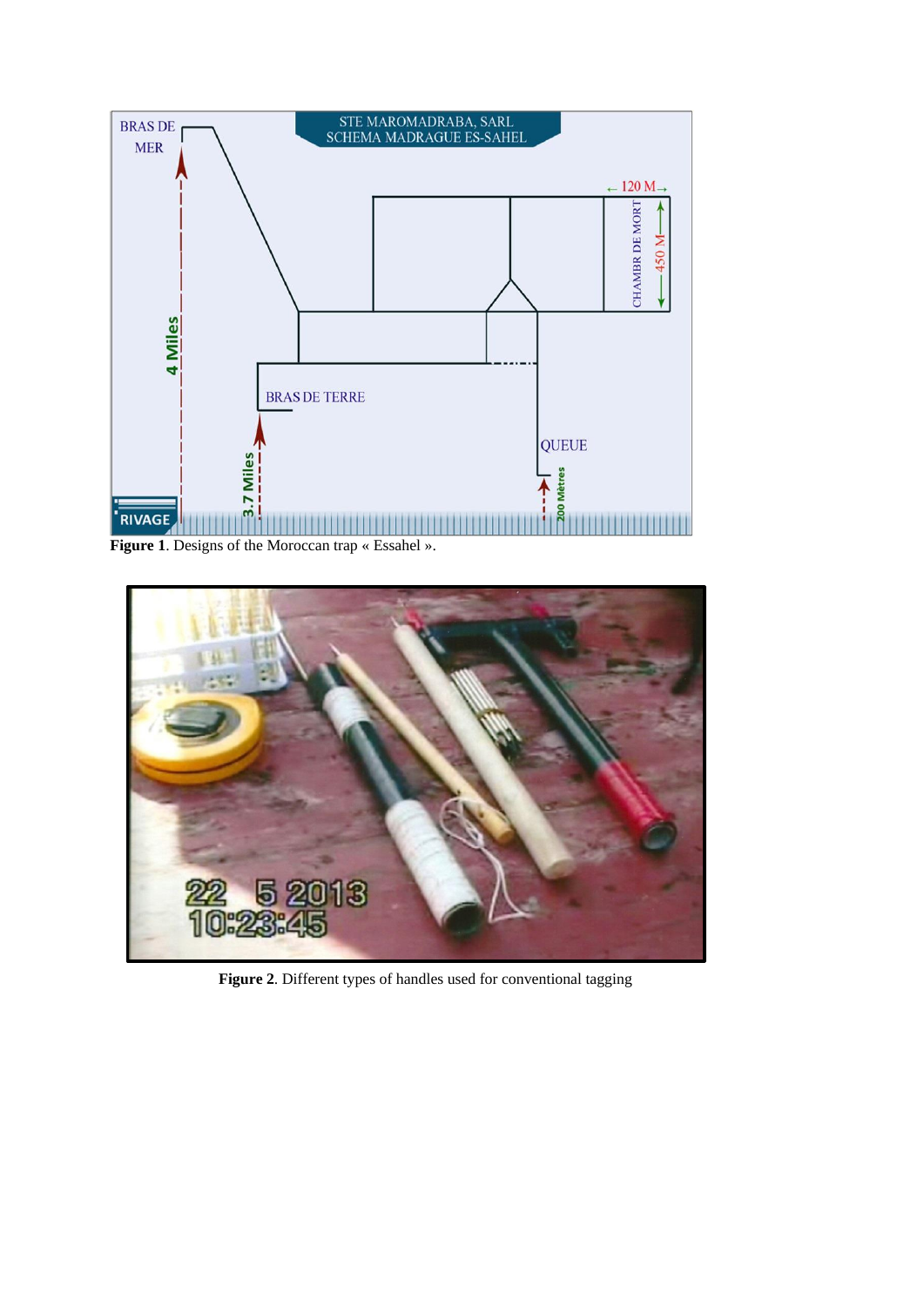**Figure 1**. Designs of the Moroccan trap « Essahel ».

**Figure 2**. Different types of handles used for conventional tagging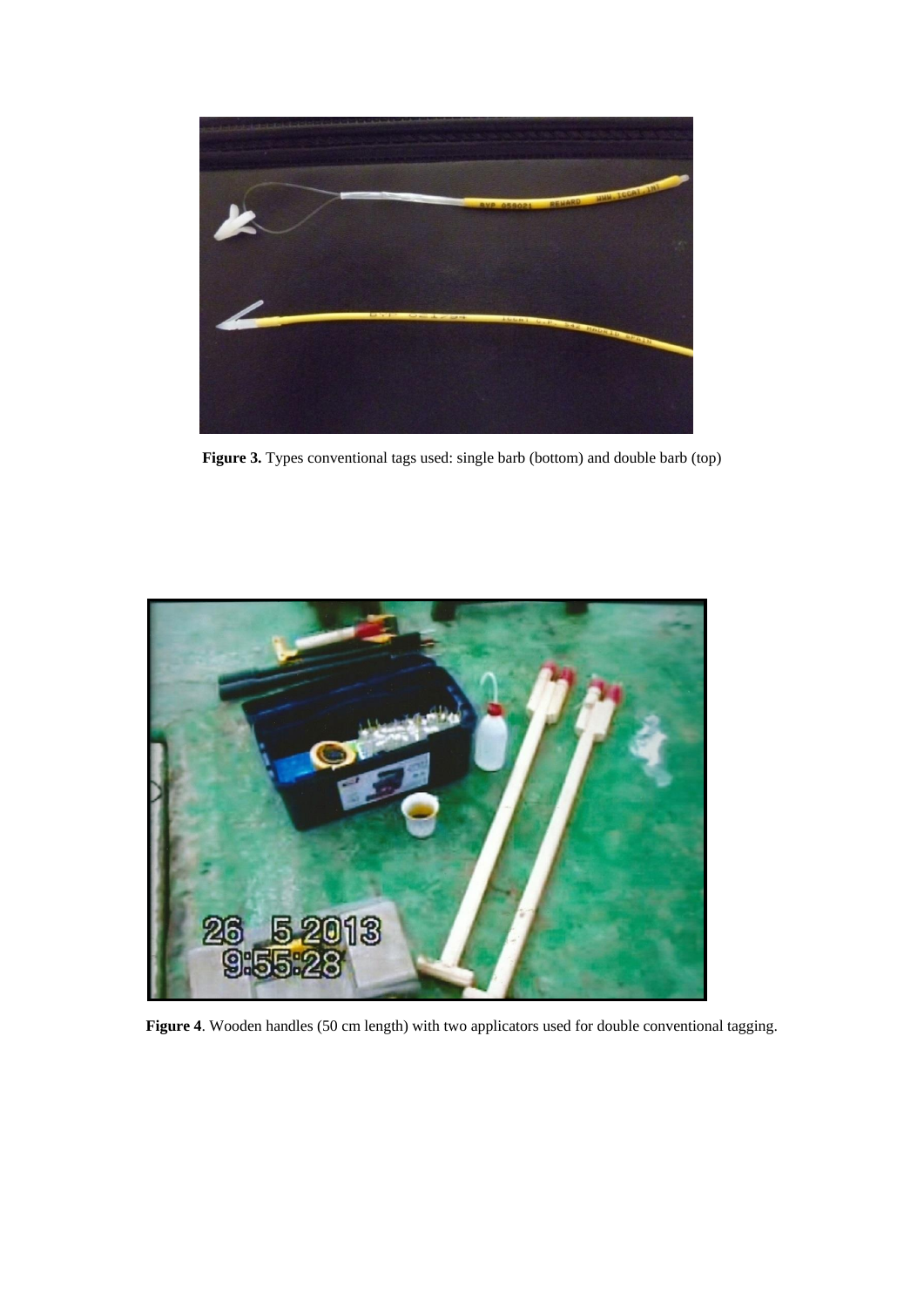**Figure 3.** Types conventional tags used: single barb (bottom) and double barb (top)

**Figure 4**. Wooden handles (50 cm length) with two applicators used for double conventional tagging.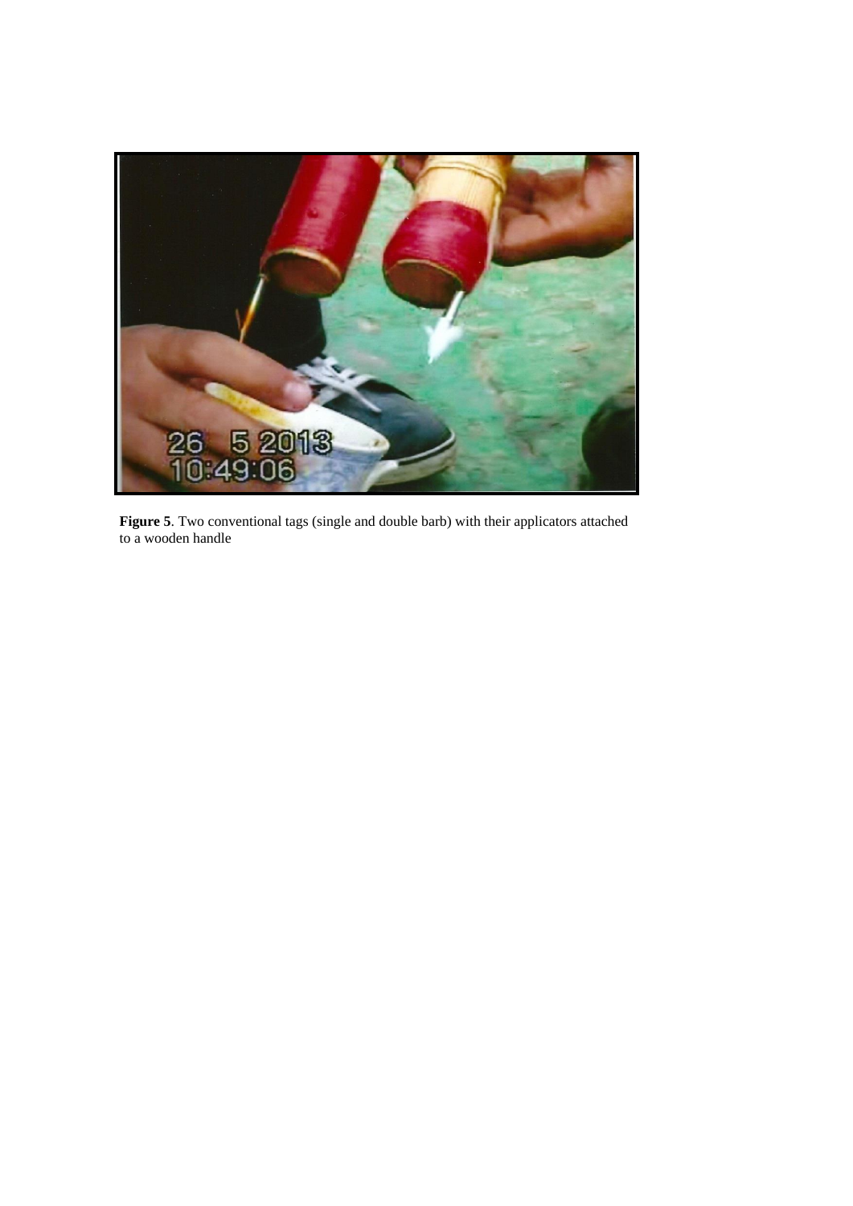**Figure 5**. Two conventional tags (single and double barb) with their applicators attached to a wooden handle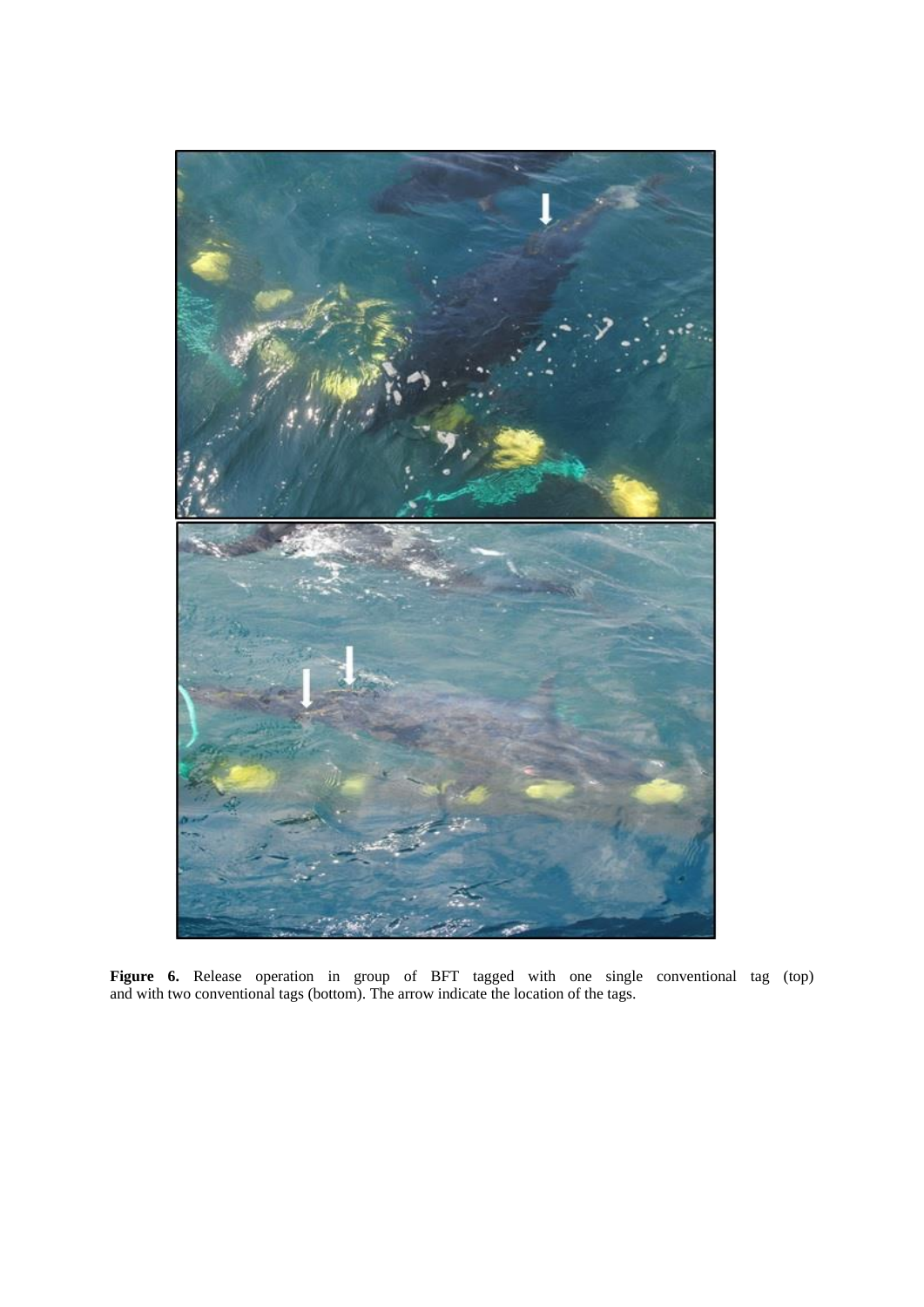**Figure 6.** Release operation in group of BFT tagged with one single conventional tag (top) and with two conventional tags (bottom). The arrow indicate the location of the tags.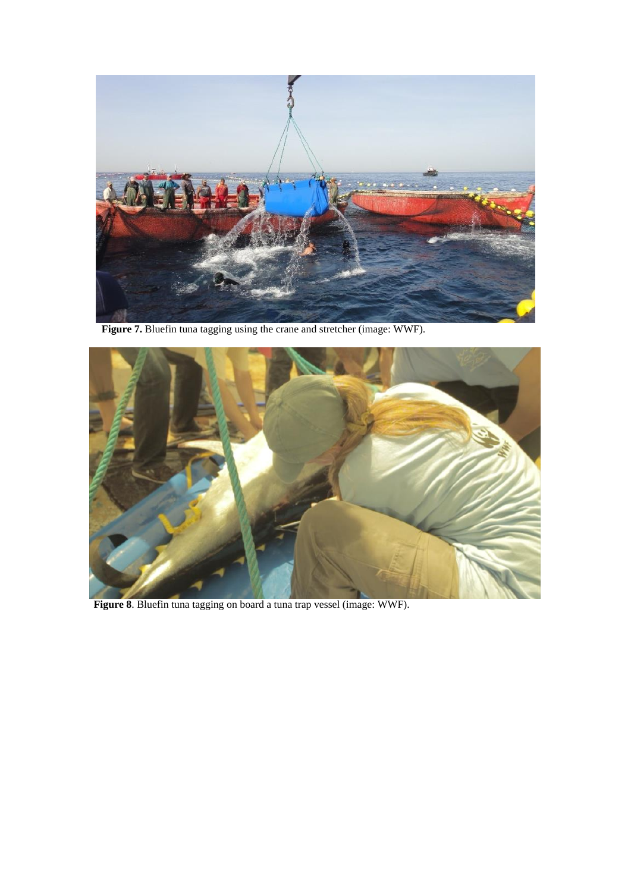**Figure 7.** Bluefin tuna tagging using the crane and stretcher (image: WWF).

**Figure 8**. Bluefin tuna tagging on board a tuna trap vessel (image: WWF).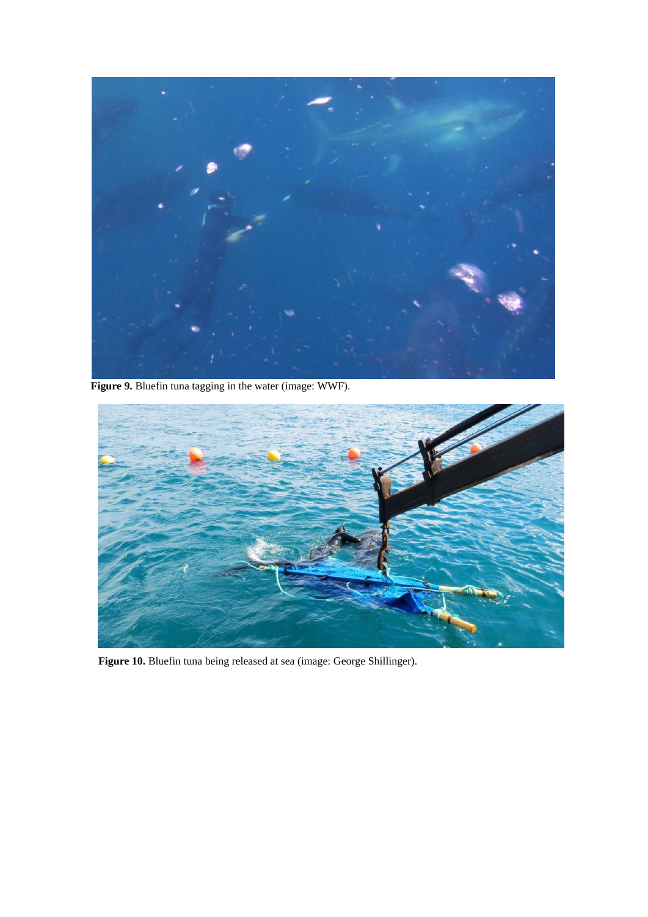**Figure 9.** Bluefin tuna tagging in the water (image: WWF).

**Figure 10.** Bluefin tuna being released at sea (image: George Shillinger).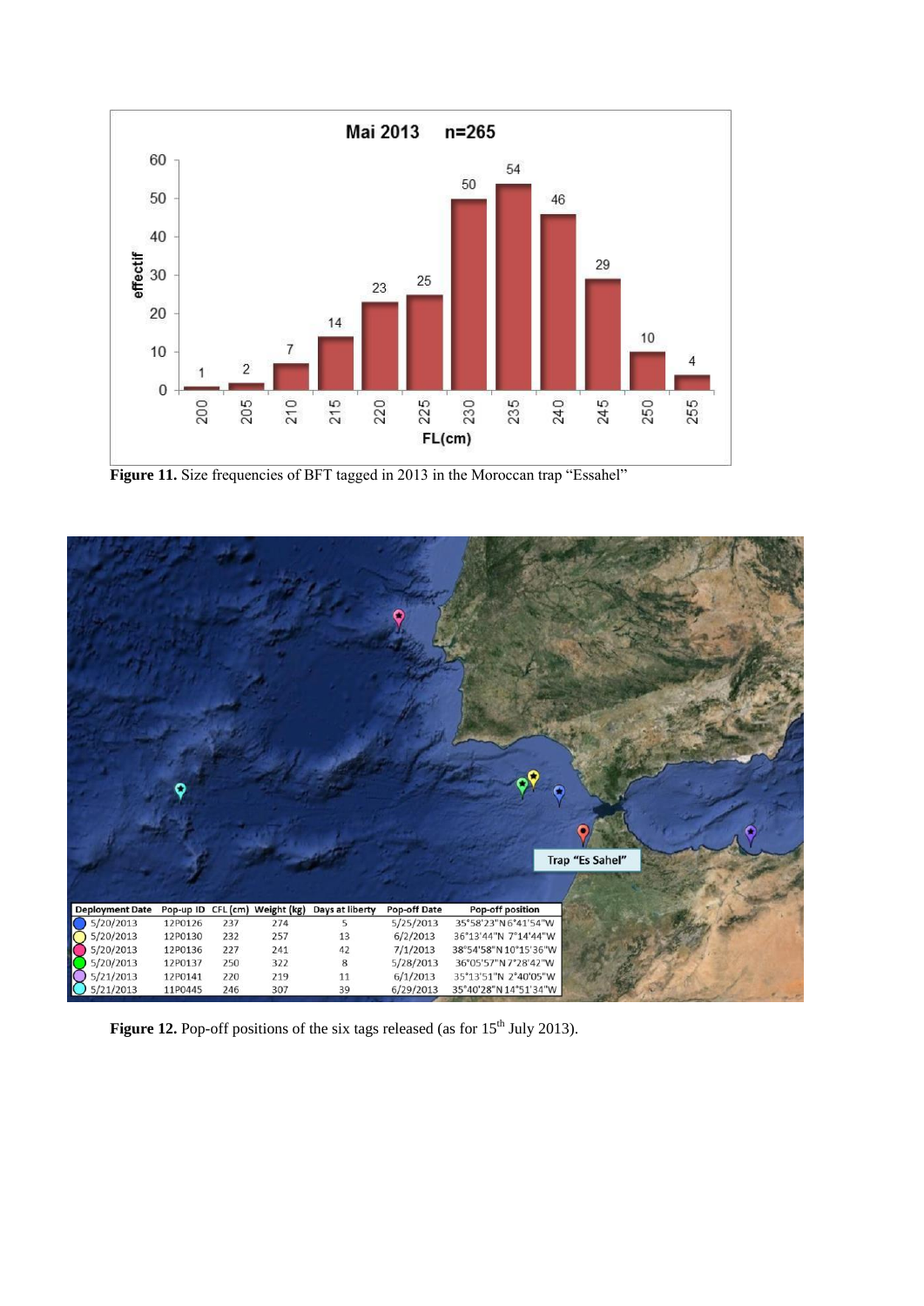Mai 2013 n=265

effectif

FL(cm)

200 205 210 215 220 225 230 235 240 245 250 255

1 2 7 14 23 25 50 54 46 29 10 4

0 10 20 30 40 50 60

**Figure 11.** Size frequencies of BFT tagged in 2013 in the Moroccan trap "Essahel"

Trap "Es Sahel"

| Deployment Date | Pop-up ID | CFL (cm) | Weight (kg) | Days at liberty | Pop-off Date | Pop-off position |
|---|---|---|---|---|---|---|
| 5/20/2013 | 12P0126 | 237 | 274 | 5 | 5/25/2013 | 35°58'23"N 6°41'54"W |
| 5/20/2013 | 12P0130 | 232 | 257 | 13 | 6/2/2013 | 36°13'44"N 7°14'44"W |
| 5/20/2013 | 12P0136 | 227 | 241 | 42 | 7/1/2013 | 38°54'58"N 10°15'36"W |
| 5/20/2013 | 12P0137 | 250 | 322 | 8 | 5/28/2013 | 36°05'57"N 7°28'42"W |
| 5/21/2013 | 12P0141 | 220 | 219 | 11 | 6/1/2013 | 35°13'51"N 2°40'05"W |
| 5/21/2013 | 11P0445 | 246 | 307 | 39 | 6/29/2013 | 35°40'28"N 14°51'34"W |

**Figure 12.** Pop-off positions of the six tags released (as for 15th July 2013).